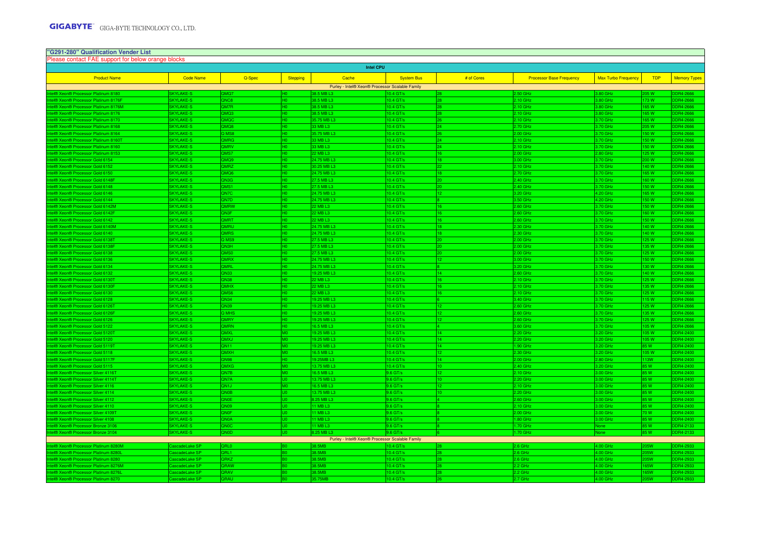GIGABYTE GIGA-BYTE TECHNOLOGY CO., LTD.

## "G291-280" Qualification Vender List

Please contact FAE support for below orange blocks

| Intel CPU | | | | | | | | | | |
|---|---|---|---|---|---|---|---|---|---|---|
| Product Name | Code Name | Q-Spec | Stepping | Cache | System Bus | # of Cores | Processor Base Frequency | Max Turbo Frequency | TDP | Memory Types |
| Purley - Intel® Xeon® Processor Scalable Family | | | | | | | | | | |
| Intel® Xeon® Processor Platinum 8180 | SKYLAKE-S | QMQ7 | H0 | 38.5 MB L3 | 10.4 GT/s | 28 | 2.50 GHz | 3.80 GHz | 205 W | DDR4-2666 |
| Intel® Xeon® Processor Platinum 8176F | SKYLAKE-S | QNC8 | H0 | 38.5 MB L3 | 10.4 GT/s | 28 | 2.10 GHz | 3.80 GHz | 173 W | DDR4-2666 |
| Intel® Xeon® Processor Platinum 8176M | SKYLAKE-S | QM7R | H0 | 38.5 MB L3 | 10.4 GT/s | 28 | 2.10 GHz | 3.80 GHz | 165 W | DDR4-2666 |
| Intel® Xeon® Processor Platinum 8176 | SKYLAKE-S | QMQ3 | H0 | 38.5 MB L3 | 10.4 GT/s | 28 | 2.10 GHz | 3.80 GHz | 165 W | DDR4-2666 |
| Intel® Xeon® Processor Platinum 8170 | SKYLAKE-S | QMQC | H0 | 35.75 MB L3 | 10.4 GT/s | 26 | 2.10 GHz | 3.70 GHz | 165 W | DDR4-2666 |
| Intel® Xeon® Processor Platinum 8168 | SKYLAKE-S | QMQ8 | H0 | 33 MB L3 | 10.4 GT/s | 24 | 2.70 GHz | 3.70 GHz | 205 W | DDR4-2666 |
| Intel® Xeon® Processor Platinum 8164 | SKYLAKE-S | Q MS8 | H0 | 35.75 MB L3 | 10.4 GT/s | 26 | 2.00 GHz | 3.70 GHz | 150 W | DDR4-2666 |
| Intel® Xeon® Processor Platinum 8160T | SKYLAKE-S | QMRG | H0 | 33 MB L3 | 10.4 GT/s | 24 | 2.10 GHz | 3.70 GHz | 150 W | DDR4-2666 |
| Intel® Xeon® Processor Platinum 8160 | SKYLAKE-S | QMRV | H0 | 33 MB L3 | 10.4 GT/s | 24 | 2.10 GHz | 3.70 GHz | 150 W | DDR4-2666 |
| Intel® Xeon® Processor Platinum 8153 | SKYLAKE-S | QMS7 | H0 | 22 MB L3 | 10.4 GT/s | 16 | 2.00 GHz | 2.80 GHz | 125 W | DDR4-2666 |
| Intel® Xeon® Processor Gold 6154 | SKYLAKE-S | QMQ9 | H0 | 24.75 MB L3 | 10.4 GT/s | 18 | 3.00 GHz | 3.70 GHz | 200 W | DDR4-2666 |
| Intel® Xeon® Processor Gold 6152 | SKYLAKE-S | QMRZ | H0 | 30.25 MB L3 | 10.4 GT/s | 22 | 2.10 GHz | 3.70 GHz | 140 W | DDR4-2666 |
| Intel® Xeon® Processor Gold 6150 | SKYLAKE-S | QMQ6 | H0 | 24.75 MB L3 | 10.4 GT/s | 18 | 2.70 GHz | 3.70 GHz | 165 W | DDR4-2666 |
| Intel® Xeon® Processor Gold 6148F | SKYLAKE-S | QN3G | H0 | 27.5 MB L3 | 10.4 GT/s | 20 | 2.40 GHz | 3.70 GHz | 160 W | DDR4-2666 |
| Intel® Xeon® Processor Gold 6148 | SKYLAKE-S | QMS1 | H0 | 27.5 MB L3 | 10.4 GT/s | 20 | 2.40 GHz | 3.70 GHz | 150 W | DDR4-2666 |
| Intel® Xeon® Processor Gold 6146 | SKYLAKE-S | QN7C | H0 | 24.75 MB L3 | 10.4 GT/s | 12 | 3.20 GHz | 4.20 GHz | 165 W | DDR4-2666 |
| Intel® Xeon® Processor Gold 6144 | SKYLAKE-S | QN7D | H0 | 24.75 MB L3 | 10.4 GT/s | 8 | 3.50 GHz | 4.20 GHz | 150 W | DDR4-2666 |
| Intel® Xeon® Processor Gold 6142M | SKYLAKE-S | QMRW | H0 | 22 MB L3 | 10.4 GT/s | 16 | 2.60 GHz | 3.70 GHz | 150 W | DDR4-2666 |
| Intel® Xeon® Processor Gold 6142F | SKYLAKE-S | QN3F | H0 | 22 MB L3 | 10.4 GT/s | 16 | 2.60 GHz | 3.70 GHz | 160 W | DDR4-2666 |
| Intel® Xeon® Processor Gold 6142 | SKYLAKE-S | QMRT | H0 | 22 MB L3 | 10.4 GT/s | 16 | 2.60 GHz | 3.70 GHz | 150 W | DDR4-2666 |
| Intel® Xeon® Processor Gold 6140M | SKYLAKE-S | QMRU | H0 | 24.75 MB L3 | 10.4 GT/s | 18 | 2.30 GHz | 3.70 GHz | 140 W | DDR4-2666 |
| Intel® Xeon® Processor Gold 6140 | SKYLAKE-S | QMRS | H0 | 24.75 MB L3 | 10.4 GT/s | 18 | 2.30 GHz | 3.70 GHz | 140 W | DDR4-2666 |
| Intel® Xeon® Processor Gold 6138T | SKYLAKE-S | Q MS9 | H0 | 27.5 MB L3 | 10.4 GT/s | 20 | 2.00 GHz | 3.70 GHz | 125 W | DDR4-2666 |
| Intel® Xeon® Processor Gold 6138F | SKYLAKE-S | QN3H | H0 | 27.5 MB L3 | 10.4 GT/s | 20 | 2.00 GHz | 3.70 GHz | 135 W | DDR4-2666 |
| Intel® Xeon® Processor Gold 6138 | SKYLAKE-S | QMS0 | H0 | 27.5 MB L3 | 10.4 GT/s | 20 | 2.00 GHz | 3.70 GHz | 125 W | DDR4-2666 |
| Intel® Xeon® Processor Gold 6136 | SKYLAKE-S | QMRX | H0 | 24.75 MB L3 | 10.4 GT/s | 12 | 3.00 GHz | 3.70 GHz | 150 W | DDR4-2666 |
| Intel® Xeon® Processor Gold 6134 | SKYLAKE-S | QMRL | H0 | 24.75 MB L3 | 10.4 GT/s | 8 | 3.20 GHz | 3.70 GHz | 130 W | DDR4-2666 |
| Intel® Xeon® Processor Gold 6132 | SKYLAKE-S | QN33 | H0 | 19.25 MB L3 | 10.4 GT/s | 14 | 2.60 GHz | 3.70 GHz | 140 W | DDR4-2666 |
| Intel® Xeon® Processor Gold 6130T | SKYLAKE-S | QN38 | H0 | 22 MB L3 | 10.4 GT/s | 16 | 2.10 GHz | 3.70 GHz | 125 W | DDR4-2666 |
| Intel® Xeon® Processor Gold 6130F | SKYLAKE-S | QMHX | H0 | 22 MB L3 | 10.4 GT/s | 16 | 2.10 GHz | 3.70 GHz | 135 W | DDR4-2666 |
| Intel® Xeon® Processor Gold 6130 | SKYLAKE-S | QMS6 | H0 | 22 MB L3 | 10.4 GT/s | 16 | 2.10 GHz | 3.70 GHz | 125 W | DDR4-2666 |
| Intel® Xeon® Processor Gold 6128 | SKYLAKE-S | QN34 | H0 | 19.25 MB L3 | 10.4 GT/s | 6 | 3.40 GHz | 3.70 GHz | 115 W | DDR4-2666 |
| Intel® Xeon® Processor Gold 6126T | SKYLAKE-S | QN39 | H0 | 19.25 MB L3 | 10.4 GT/s | 12 | 2.60 GHz | 3.70 GHz | 125 W | DDR4-2666 |
| Intel® Xeon® Processor Gold 6126F | SKYLAKE-S | Q MHS | H0 | 19.25 MB L3 | 10.4 GT/s | 12 | 2.60 GHz | 3.70 GHz | 135 W | DDR4-2666 |
| Intel® Xeon® Processor Gold 6126 | SKYLAKE-S | QMRY | H0 | 19.25 MB L3 | 10.4 GT/s | 12 | 2.60 GHz | 3.70 GHz | 125 W | DDR4-2666 |
| Intel® Xeon® Processor Gold 5122 | SKYLAKE-S | QMRN | H0 | 16.5 MB L3 | 10.4 GT/s | 4 | 3.60 GHz | 3.70 GHz | 105 W | DDR4-2666 |
| Intel® Xeon® Processor Gold 5120T | SKYLAKE-S | QMXL | M0 | 19.25 MB L3 | 10.4 GT/s | 14 | 2.20 GHz | 3.20 GHz | 105 W | DDR4-2400 |
| Intel® Xeon® Processor Gold 5120 | SKYLAKE-S | QMXJ | M0 | 19.25 MB L3 | 10.4 GT/s | 14 | 2.20 GHz | 3.20 GHz | 105 W | DDR4-2400 |
| Intel® Xeon® Processor Gold 5119T | SKYLAKE-S | QN11 | M0 | 19.25 MB L3 | 10.4 GT/s | 14 | 1.90 GHz | 3.20 GHz | 85 W | DDR4-2400 |
| Intel® Xeon® Processor Gold 5118 | SKYLAKE-S | QMXH | M0 | 16.5 MB L3 | 10.4 GT/s | 12 | 2.30 GHz | 3.20 GHz | 105 W | DDR4-2400 |
| Intel® Xeon® Processor Gold 5117F | SKYLAKE-S | QN96 | H0 | 19.25MB L3 | 10.4 GT/s | 14 | 2.00 GHz | 2.80 GHz | 113W | DDR4-2400 |
| Intel® Xeon® Processor Gold 5115 | SKYLAKE-S | QMXG | M0 | 13.75 MB L3 | 10.4 GT/s | 10 | 2.40 GHz | 3.20 GHz | 85 W | DDR4-2400 |
| Intel® Xeon® Processor Silver 4116T | SKYLAKE-S | QN7B | M0 | 16.5 MB L3 | 9.6 GT/s | 12 | 2.10 GHz | 3.00 GHz | 85 W | DDR4-2400 |
| Intel® Xeon® Processor Silver 4114T | SKYLAKE-S | QN7A | U0 | 13.75 MB L3 | 9.6 GT/s | 10 | 2.20 GHz | 3.00 GHz | 85 W | DDR4-2400 |
| Intel® Xeon® Processor Silver 4116 | SKYLAKE-S | QN1J | M0 | 16.5 MB L3 | 9.6 GT/s | 12 | 2.10 GHz | 3.00 GHz | 85 W | DDR4-2400 |
| Intel® Xeon® Processor Silver 4114 | SKYLAKE-S | QN0B | U0 | 13.75 MB L3 | 9.6 GT/s | 10 | 2.20 GHz | 3.00 GHz | 85 W | DDR4-2400 |
| Intel® Xeon® Processor Silver 4112 | SKYLAKE-S | QN0E | U0 | 8.25 MB L3 | 9.6 GT/s | 4 | 2.60 GHz | 3.00 GHz | 85 W | DDR4-2400 |
| Intel® Xeon® Processor Silver 4110 | SKYLAKE-S | QN09 | U0 | 11 MB L3 | 9.6 GT/s | 8 | 2.10 GHz | 3.00 GHz | 85 W | DDR4-2400 |
| Intel® Xeon® Processor Silver 4109T | SKYLAKE-S | QN0F | U0 | 11 MB L3 | 9.6 GT/s | 8 | 2.00 GHz | 3.00 GHz | 70 W | DDR4-2400 |
| Intel® Xeon® Processor Silver 4108 | SKYLAKE-S | QN0A | U0 | 11 MB L3 | 9.6 GT/s | 8 | 1.80 GHz | 3.00 GHz | 85 W | DDR4-2400 |
| Intel® Xeon® Processor Bronze 3106 | SKYLAKE-S | QN0C | U0 | 11 MB L3 | 9.6 GT/s | 8 | 1.70 GHz | None | 85 W | DDR4-2133 |
| Intel® Xeon® Processor Bronze 3104 | SKYLAKE-S | QN0D | U0 | 8.25 MB L3 | 9.6 GT/s | 6 | 1.70 GHz | None | 85 W | DDR4-2133 |
| Purley - Intel® Xeon® Processor Scalable Family | | | | | | | | | | |
| Intel® Xeon® Processor Platinum 8280M | CascadeLake SP | QRL0 | B0 | 38.5MB | 10.4 GT/s | 28 | 2.6 GHz | 4.00 GHz | 205W | DDR4-2933 |
| Intel® Xeon® Processor Platinum 8280L | CascadeLake SP | QRL1 | B0 | 38.5MB | 10.4 GT/s | 28 | 2.6 GHz | 4.00 GHz | 205W | DDR4-2933 |
| Intel® Xeon® Processor Platinum 8280 | CascadeLake SP | QRKZ | B0 | 38.5MB | 10.4 GT/s | 28 | 2.6 GHz | 4.00 GHz | 205W | DDR4-2933 |
| Intel® Xeon® Processor Platinum 8276M | CascadeLake SP | QRAW | B0 | 38.5MB | 10.4 GT/s | 28 | 2.2 GHz | 4.00 GHz | 165W | DDR4-2933 |
| Intel® Xeon® Processor Platinum 8276L | CascadeLake SP | QRAV | B0 | 38.5MB | 10.4 GT/s | 28 | 2.2 GHz | 4.00 GHz | 165W | DDR4-2933 |
| Intel® Xeon® Processor Platinum 8270 | CascadeLake SP | QRAU | B0 | 35.75MB | 10.4 GT/s | 26 | 2.7 GHz | 4.00 GHz | 205W | DDR4-2933 |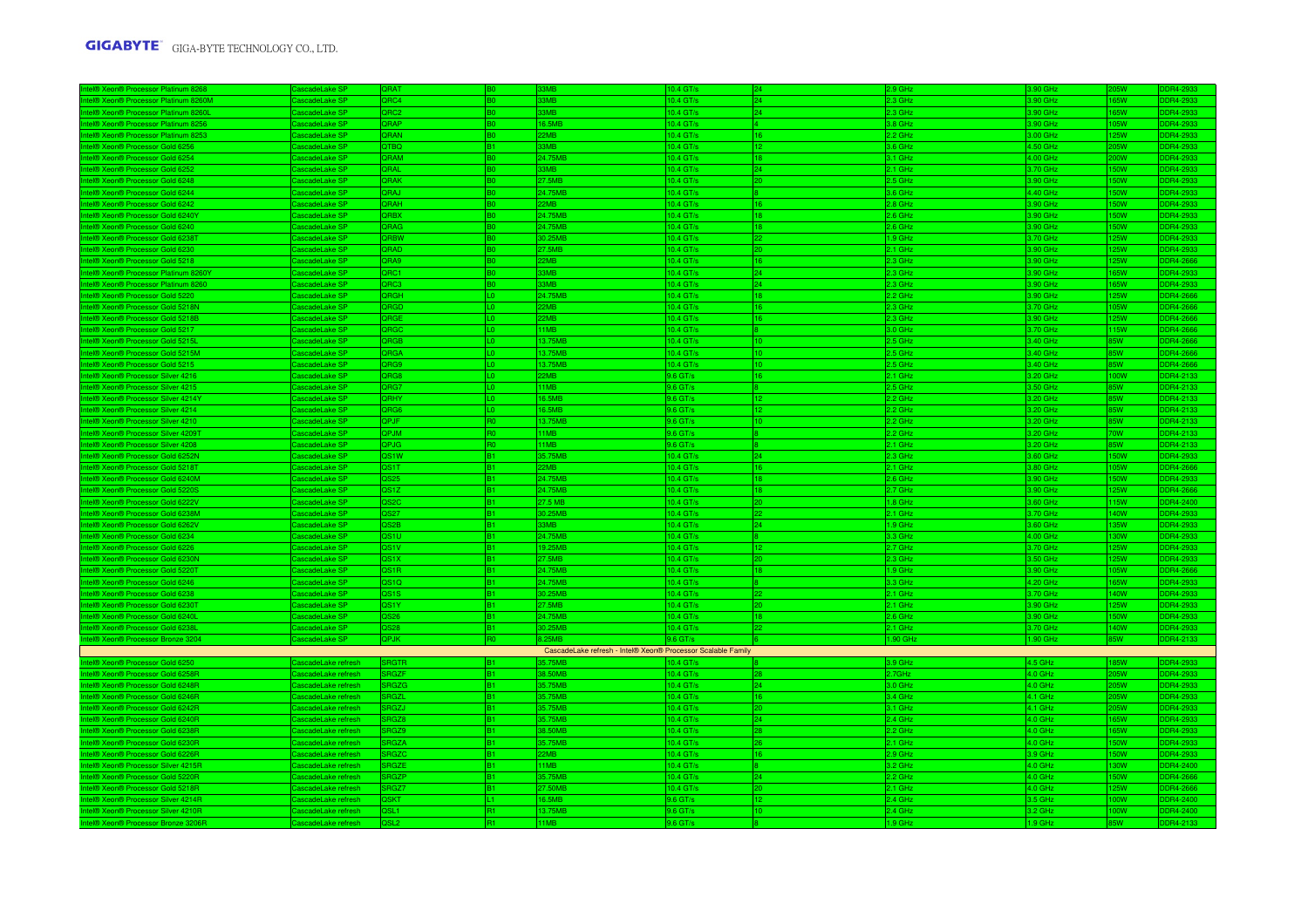| | | | | | | | | | | |
|---|---|---|---|---|---|---|---|---|---|---|
| Intel® Xeon® Processor Platinum 8268 | CascadeLake SP | QRAT | B0 | 33MB | 10.4 GT/s | 24 | 2.9 GHz | 3.90 GHz | 205W | DDR4-2933 |
| Intel® Xeon® Processor Platinum 8260M | CascadeLake SP | QRC4 | B0 | 33MB | 10.4 GT/s | 24 | 2.3 GHz | 3.90 GHz | 165W | DDR4-2933 |
| Intel® Xeon® Processor Platinum 8260L | CascadeLake SP | QRC2 | B0 | 33MB | 10.4 GT/s | 24 | 2.3 GHz | 3.90 GHz | 165W | DDR4-2933 |
| Intel® Xeon® Processor Platinum 8256 | CascadeLake SP | QRAP | B0 | 16.5MB | 10.4 GT/s | 4 | 3.8 GHz | 3.90 GHz | 105W | DDR4-2933 |
| Intel® Xeon® Processor Platinum 8253 | CascadeLake SP | QRAN | B0 | 22MB | 10.4 GT/s | 16 | 2.2 GHz | 3.00 GHz | 125W | DDR4-2933 |
| Intel® Xeon® Processor Gold 6256 | CascadeLake SP | QTBQ | B1 | 33MB | 10.4 GT/s | 12 | 3.6 GHz | 4.50 GHz | 205W | DDR4-2933 |
| Intel® Xeon® Processor Gold 6254 | CascadeLake SP | QRAM | B0 | 24.75MB | 10.4 GT/s | 18 | 3.1 GHz | 4.00 GHz | 200W | DDR4-2933 |
| Intel® Xeon® Processor Gold 6252 | CascadeLake SP | QRAL | B0 | 33MB | 10.4 GT/s | 24 | 2.1 GHz | 3.70 GHz | 150W | DDR4-2933 |
| Intel® Xeon® Processor Gold 6248 | CascadeLake SP | QRAK | B0 | 27.5MB | 10.4 GT/s | 20 | 2.5 GHz | 3.90 GHz | 150W | DDR4-2933 |
| Intel® Xeon® Processor Gold 6244 | CascadeLake SP | QRAJ | B0 | 24.75MB | 10.4 GT/s | 8 | 3.6 GHz | 4.40 GHz | 150W | DDR4-2933 |
| Intel® Xeon® Processor Gold 6242 | CascadeLake SP | QRAH | B0 | 22MB | 10.4 GT/s | 16 | 2.8 GHz | 3.90 GHz | 150W | DDR4-2933 |
| Intel® Xeon® Processor Gold 6240Y | CascadeLake SP | QRBX | B0 | 24.75MB | 10.4 GT/s | 18 | 2.6 GHz | 3.90 GHz | 150W | DDR4-2933 |
| Intel® Xeon® Processor Gold 6240 | CascadeLake SP | QRAG | B0 | 24.75MB | 10.4 GT/s | 18 | 2.6 GHz | 3.90 GHz | 150W | DDR4-2933 |
| Intel® Xeon® Processor Gold 6238T | CascadeLake SP | QRBW | B0 | 30.25MB | 10.4 GT/s | 22 | 1.9 GHz | 3.70 GHz | 125W | DDR4-2933 |
| Intel® Xeon® Processor Gold 6230 | CascadeLake SP | QRAD | B0 | 27.5MB | 10.4 GT/s | 20 | 2.1 GHz | 3.90 GHz | 125W | DDR4-2933 |
| Intel® Xeon® Processor Gold 5218 | CascadeLake SP | QRA9 | B0 | 22MB | 10.4 GT/s | 16 | 2.3 GHz | 3.90 GHz | 125W | DDR4-2666 |
| Intel® Xeon® Processor Platinum 8260Y | CascadeLake SP | QRC1 | B0 | 33MB | 10.4 GT/s | 24 | 2.3 GHz | 3.90 GHz | 165W | DDR4-2933 |
| Intel® Xeon® Processor Platinum 8260 | CascadeLake SP | QRC3 | B0 | 33MB | 10.4 GT/s | 24 | 2.3 GHz | 3.90 GHz | 165W | DDR4-2933 |
| Intel® Xeon® Processor Gold 5220 | CascadeLake SP | QRGH | L0 | 24.75MB | 10.4 GT/s | 18 | 2.2 GHz | 3.90 GHz | 125W | DDR4-2666 |
| Intel® Xeon® Processor Gold 5218N | CascadeLake SP | QRGD | L0 | 22MB | 10.4 GT/s | 16 | 2.3 GHz | 3.70 GHz | 105W | DDR4-2666 |
| Intel® Xeon® Processor Gold 5218B | CascadeLake SP | QRGE | L0 | 22MB | 10.4 GT/s | 16 | 2.3 GHz | 3.90 GHz | 125W | DDR4-2666 |
| Intel® Xeon® Processor Gold 5217 | CascadeLake SP | QRGC | L0 | 11MB | 10.4 GT/s | 8 | 3.0 GHz | 3.70 GHz | 115W | DDR4-2666 |
| Intel® Xeon® Processor Gold 5215L | CascadeLake SP | QRGB | L0 | 13.75MB | 10.4 GT/s | 10 | 2.5 GHz | 3.40 GHz | 85W | DDR4-2666 |
| Intel® Xeon® Processor Gold 5215M | CascadeLake SP | QRGA | L0 | 13.75MB | 10.4 GT/s | 10 | 2.5 GHz | 3.40 GHz | 85W | DDR4-2666 |
| Intel® Xeon® Processor Gold 5215 | CascadeLake SP | QRG9 | L0 | 13.75MB | 10.4 GT/s | 10 | 2.5 GHz | 3.40 GHz | 85W | DDR4-2666 |
| Intel® Xeon® Processor Silver 4216 | CascadeLake SP | QRG8 | L0 | 22MB | 9.6 GT/s | 16 | 2.1 GHz | 3.20 GHz | 100W | DDR4-2133 |
| Intel® Xeon® Processor Silver 4215 | CascadeLake SP | QRG7 | L0 | 11MB | 9.6 GT/s | 8 | 2.5 GHz | 3.50 GHz | 85W | DDR4-2133 |
| Intel® Xeon® Processor Silver 4214Y | CascadeLake SP | QRHY | L0 | 16.5MB | 9.6 GT/s | 12 | 2.2 GHz | 3.20 GHz | 85W | DDR4-2133 |
| Intel® Xeon® Processor Silver 4214 | CascadeLake SP | QRG6 | L0 | 16.5MB | 9.6 GT/s | 12 | 2.2 GHz | 3.20 GHz | 85W | DDR4-2133 |
| Intel® Xeon® Processor Silver 4210 | CascadeLake SP | QPJF | R0 | 13.75MB | 9.6 GT/s | 10 | 2.2 GHz | 3.20 GHz | 85W | DDR4-2133 |
| Intel® Xeon® Processor Silver 4209T | CascadeLake SP | QPJM | R0 | 11MB | 9.6 GT/s | 8 | 2.2 GHz | 3.20 GHz | 70W | DDR4-2133 |
| Intel® Xeon® Processor Silver 4208 | CascadeLake SP | QPJG | R0 | 11MB | 9.6 GT/s | 8 | 2.1 GHz | 3.20 GHz | 85W | DDR4-2133 |
| Intel® Xeon® Processor Gold 6252N | CascadeLake SP | QS1W | B1 | 35.75MB | 10.4 GT/s | 24 | 2.3 GHz | 3.60 GHz | 150W | DDR4-2933 |
| Intel® Xeon® Processor Gold 5218T | CascadeLake SP | QS1T | B1 | 22MB | 10.4 GT/s | 16 | 2.1 GHz | 3.80 GHz | 105W | DDR4-2666 |
| Intel® Xeon® Processor Gold 6240M | CascadeLake SP | QS25 | B1 | 24.75MB | 10.4 GT/s | 18 | 2.6 GHz | 3.90 GHz | 150W | DDR4-2933 |
| Intel® Xeon® Processor Gold 5220S | CascadeLake SP | QS1Z | B1 | 24.75MB | 10.4 GT/s | 18 | 2.7 GHz | 3.90 GHz | 125W | DDR4-2666 |
| Intel® Xeon® Processor Gold 6222V | CascadeLake SP | QS2C | B1 | 27.5 MB | 10.4 GT/s | 20 | 1.8 GHz | 3.60 GHz | 115W | DDR4-2400 |
| Intel® Xeon® Processor Gold 6238M | CascadeLake SP | QS27 | B1 | 30.25MB | 10.4 GT/s | 22 | 2.1 GHz | 3.70 GHz | 140W | DDR4-2933 |
| Intel® Xeon® Processor Gold 6262V | CascadeLake SP | QS2B | B1 | 33MB | 10.4 GT/s | 24 | 1.9 GHz | 3.60 GHz | 135W | DDR4-2933 |
| Intel® Xeon® Processor Gold 6234 | CascadeLake SP | QS1U | B1 | 24.75MB | 10.4 GT/s | 8 | 3.3 GHz | 4.00 GHz | 130W | DDR4-2933 |
| Intel® Xeon® Processor Gold 6226 | CascadeLake SP | QS1V | B1 | 19.25MB | 10.4 GT/s | 12 | 2.7 GHz | 3.70 GHz | 125W | DDR4-2933 |
| Intel® Xeon® Processor Gold 6230N | CascadeLake SP | QS1X | B1 | 27.5MB | 10.4 GT/s | 20 | 2.3 GHz | 3.50 GHz | 125W | DDR4-2933 |
| Intel® Xeon® Processor Gold 5220T | CascadeLake SP | QS1R | B1 | 24.75MB | 10.4 GT/s | 18 | 1.9 GHz | 3.90 GHz | 105W | DDR4-2666 |
| Intel® Xeon® Processor Gold 6246 | CascadeLake SP | QS1Q | B1 | 24.75MB | 10.4 GT/s | 8 | 3.3 GHz | 4.20 GHz | 165W | DDR4-2933 |
| Intel® Xeon® Processor Gold 6238 | CascadeLake SP | QS1S | B1 | 30.25MB | 10.4 GT/s | 22 | 2.1 GHz | 3.70 GHz | 140W | DDR4-2933 |
| Intel® Xeon® Processor Gold 6230T | CascadeLake SP | QS1Y | B1 | 27.5MB | 10.4 GT/s | 20 | 2.1 GHz | 3.90 GHz | 125W | DDR4-2933 |
| Intel® Xeon® Processor Gold 6240L | CascadeLake SP | QS26 | B1 | 24.75MB | 10.4 GT/s | 18 | 2.6 GHz | 3.90 GHz | 150W | DDR4-2933 |
| Intel® Xeon® Processor Gold 6238L | CascadeLake SP | QS28 | B1 | 30.25MB | 10.4 GT/s | 22 | 2.1 GHz | 3.70 GHz | 140W | DDR4-2933 |
| Intel® Xeon® Processor Bronze 3204 | CascadeLake SP | QPJK | R0 | 8.25MB | 9.6 GT/s | 6 | 1.90 GHz | 1.90 GHz | 85W | DDR4-2133 |
| CascadeLake refresh - Intel® Xeon® Processor Scalable Family | | | | | | | | | | |
| Intel® Xeon® Processor Gold 6250 | CascadeLake refresh | SRGTR | B1 | 35.75MB | 10.4 GT/s | 8 | 3.9 GHz | 4.5 GHz | 185W | DDR4-2933 |
| Intel® Xeon® Processor Gold 6258R | CascadeLake refresh | SRGZF | B1 | 38.50MB | 10.4 GT/s | 28 | 2.7GHz | 4.0 GHz | 205W | DDR4-2933 |
| Intel® Xeon® Processor Gold 6248R | CascadeLake refresh | SRGZG | B1 | 35.75MB | 10.4 GT/s | 24 | 3.0 GHz | 4.0 GHz | 205W | DDR4-2933 |
| Intel® Xeon® Processor Gold 6246R | CascadeLake refresh | SRGZL | B1 | 35.75MB | 10.4 GT/s | 16 | 3.4 GHz | 4.1 GHz | 205W | DDR4-2933 |
| Intel® Xeon® Processor Gold 6242R | CascadeLake refresh | SRGZJ | B1 | 35.75MB | 10.4 GT/s | 20 | 3.1 GHz | 4.1 GHz | 205W | DDR4-2933 |
| Intel® Xeon® Processor Gold 6240R | CascadeLake refresh | SRGZ8 | B1 | 35.75MB | 10.4 GT/s | 24 | 2.4 GHz | 4.0 GHz | 165W | DDR4-2933 |
| Intel® Xeon® Processor Gold 6238R | CascadeLake refresh | SRGZ9 | B1 | 38.50MB | 10.4 GT/s | 28 | 2.2 GHz | 4.0 GHz | 165W | DDR4-2933 |
| Intel® Xeon® Processor Gold 6230R | CascadeLake refresh | SRGZA | B1 | 35.75MB | 10.4 GT/s | 26 | 2.1 GHz | 4.0 GHz | 150W | DDR4-2933 |
| Intel® Xeon® Processor Gold 6226R | CascadeLake refresh | SRGZC | B1 | 22MB | 10.4 GT/s | 16 | 2.9 GHz | 3.9 GHz | 150W | DDR4-2933 |
| Intel® Xeon® Processor Silver 4215R | CascadeLake refresh | SRGZE | B1 | 11MB | 10.4 GT/s | 8 | 3.2 GHz | 4.0 GHz | 130W | DDR4-2400 |
| Intel® Xeon® Processor Gold 5220R | CascadeLake refresh | SRGZP | B1 | 35.75MB | 10.4 GT/s | 24 | 2.2 GHz | 4.0 GHz | 150W | DDR4-2666 |
| Intel® Xeon® Processor Gold 5218R | CascadeLake refresh | SRGZ7 | B1 | 27.50MB | 10.4 GT/s | 20 | 2.1 GHz | 4.0 GHz | 125W | DDR4-2666 |
| Intel® Xeon® Processor Silver 4214R | CascadeLake refresh | QSKT | L1 | 16.5MB | 9.6 GT/s | 12 | 2.4 GHz | 3.5 GHz | 100W | DDR4-2400 |
| Intel® Xeon® Processor Silver 4210R | CascadeLake refresh | QSL1 | R1 | 13.75MB | 9.6 GT/s | 10 | 2.4 GHz | 3.2 GHz | 100W | DDR4-2400 |
| Intel® Xeon® Processor Bronze 3206R | CascadeLake refresh | QSL2 | R1 | 11MB | 9.6 GT/s | 8 | 1.9 GHz | 1.9 GHz | 85W | DDR4-2133 |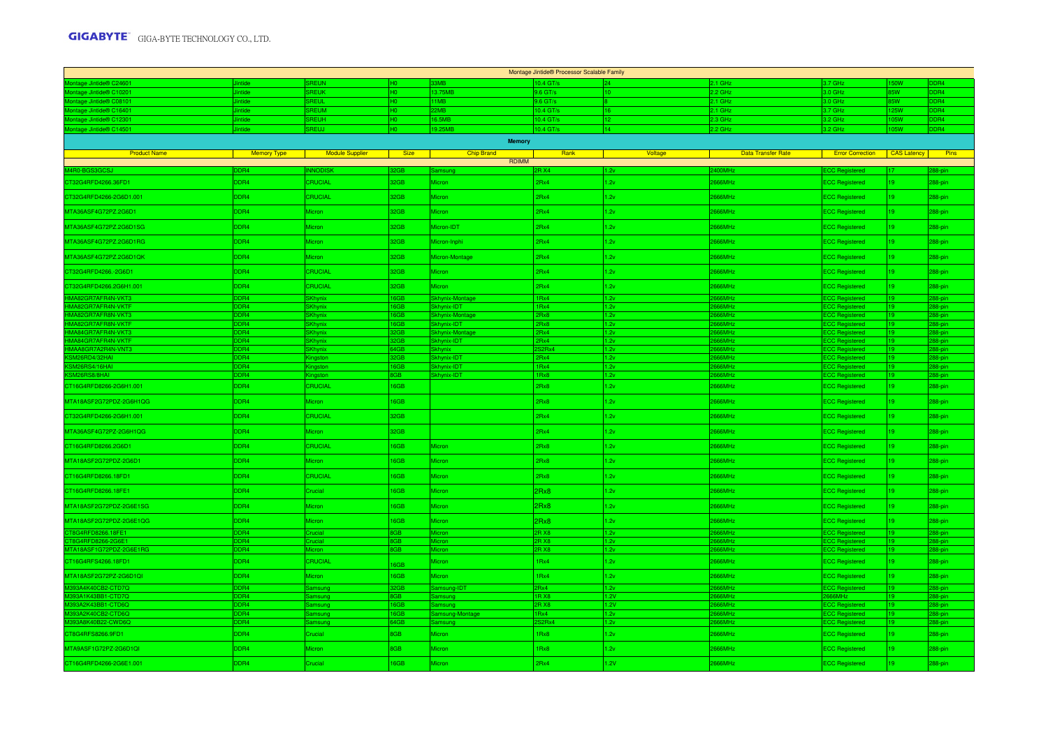| Montage Jintide® Processor Scalable Family | | | | | | | | | | |
|---|---|---|---|---|---|---|---|---|---|---|
| Montage Jintide® C24801 | Jintide | SREUN | H0 | 33MB | 10.4 GT/s | 24 | 2.1 GHz | 3.7 GHz | 150W | DDR4 |
| Montage Jintide® C10201 | Jintide | SREUK | H0 | 13.75MB | 9.6 GT/s | 10 | 2.2 GHz | 3.0 GHz | 85W | DDR4 |
| Montage Jintide® C08101 | Jintide | SREUL | H0 | 11MB | 9.6 GT/s | 8 | 2.1 GHz | 3.0 GHz | 85W | DDR4 |
| Montage Jintide® C16401 | Jintide | SREUM | H0 | 22MB | 10.4 GT/s | 16 | 2.1 GHz | 3.7 GHz | 125W | DDR4 |
| Montage Jintide® C12301 | Jintide | SREUH | H0 | 16.5MB | 10.4 GT/s | 12 | 2.3 GHz | 3.2 GHz | 105W | DDR4 |
| Montage Jintide® C14501 | Jintide | SREUJ | H0 | 19.25MB | 10.4 GT/s | 14 | 2.2 GHz | 3.2 GHz | 105W | DDR4 |

**Memory**

| Product Name | Memory Type | Module Supplier | Size | Chip Brand | Rank | Voltage | Data Transfer Rate | Error Correction | CAS Latency | Pins |
|---|---|---|---|---|---|---|---|---|---|---|
| RDIMM | | | | | | | | | | |
| M4R0-BGS3GCSJ | DDR4 | INNODISK | 32GB | Samsung | 2R X4 | 1.2v | 2400MHz | ECC Registered | 17 | 288-pin |
| CT32G4RFD4266.36FD1 | DDR4 | CRUCIAL | 32GB | Micron | 2Rx4 | 1.2v | 2666MHz | ECC Registered | 19 | 288-pin |
| CT32G4RFD4266-2G6D1.001 | DDR4 | CRUCIAL | 32GB | Micron | 2Rx4 | 1.2v | 2666MHz | ECC Registered | 19 | 288-pin |
| MTA36ASF4G72PZ.2G6D1 | DDR4 | Micron | 32GB | Micron | 2Rx4 | 1.2v | 2666MHz | ECC Registered | 19 | 288-pin |
| MTA36ASF4G72PZ.2G6D1SG | DDR4 | Micron | 32GB | Micron-IDT | 2Rx4 | 1.2v | 2666MHz | ECC Registered | 19 | 288-pin |
| MTA36ASF4G72PZ.2G6D1RG | DDR4 | Micron | 32GB | Micron-Inphi | 2Rx4 | 1.2v | 2666MHz | ECC Registered | 19 | 288-pin |
| MTA36ASF4G72PZ.2G6D1QK | DDR4 | Micron | 32GB | Micron-Montage | 2Rx4 | 1.2v | 2666MHz | ECC Registered | 19 | 288-pin |
| CT32G4RFD4266.-2G6D1 | DDR4 | CRUCIAL | 32GB | Micron | 2Rx4 | 1.2v | 2666MHz | ECC Registered | 19 | 288-pin |
| CT32G4RFD4266.2G6H1.001 | DDR4 | CRUCIAL | 32GB | Micron | 2Rx4 | 1.2v | 2666MHz | ECC Registered | 19 | 288-pin |
| HMA82GR7AFR4N-VKT3 | DDR4 | SKhynix | 16GB | Skhynix-Montage | 1Rx4 | 1.2v | 2666MHz | ECC Registered | 19 | 288-pin |
| HMA82GR7AFR4N-VKTF | DDR4 | SKhynix | 16GB | Skhynix-IDT | 1Rx4 | 1.2v | 2666MHz | ECC Registered | 19 | 288-pin |
| HMA82GR7AFR8N-VKT3 | DDR4 | SKhynix | 16GB | Skhynix-Montage | 2Rx8 | 1.2v | 2666MHz | ECC Registered | 19 | 288-pin |
| HMA82GR7AFR8N-VKTF | DDR4 | SKhynix | 16GB | Skhynix-IDT | 2Rx8 | 1.2v | 2666MHz | ECC Registered | 19 | 288-pin |
| HMA84GR7AFR4N-VKT3 | DDR4 | SKhynix | 32GB | Skhynix-Montage | 2Rx4 | 1.2v | 2666MHz | ECC Registered | 19 | 288-pin |
| HMA84GR7AFR4N-VKTF | DDR4 | SKhynix | 32GB | Skhynix-IDT | 2Rx4 | 1.2v | 2666MHz | ECC Registered | 19 | 288-pin |
| HMAA8GR7A2R4N-VNT3 | DDR4 | SKhynix | 64GB | Skhynix | 2S2Rx4 | 1.2v | 2666MHz | ECC Registered | 19 | 288-pin |
| KSM26RD4/32HAI | DDR4 | Kingston | 32GB | Skhynix-IDT | 2Rx4 | 1.2v | 2666MHz | ECC Registered | 19 | 288-pin |
| KSM26RS4/16HAI | DDR4 | Kingston | 16GB | Skhynix-IDT | 1Rx4 | 1.2v | 2666MHz | ECC Registered | 19 | 288-pin |
| KSM26RS8/8HAI | DDR4 | Kingston | 8GB | Skhynix-IDT | 1Rx8 | 1.2v | 2666MHz | ECC Registered | 19 | 288-pin |
| CT16G4RFD8266-2G6H1.001 | DDR4 | CRUCIAL | 16GB | | 2Rx8 | 1.2v | 2666MHz | ECC Registered | 19 | 288-pin |
| MTA18ASF2G72PDZ-2G6H1QG | DDR4 | Micron | 16GB | | 2Rx8 | 1.2v | 2666MHz | ECC Registered | 19 | 288-pin |
| CT32G4RFD4266-2G6H1.001 | DDR4 | CRUCIAL | 32GB | | 2Rx4 | 1.2v | 2666MHz | ECC Registered | 19 | 288-pin |
| MTA36ASF4G72PZ-2G6H1QG | DDR4 | Micron | 32GB | | 2Rx4 | 1.2v | 2666MHz | ECC Registered | 19 | 288-pin |
| CT16G4RFD8266.2G6D1 | DDR4 | CRUCIAL | 16GB | Micron | 2Rx8 | 1.2v | 2666MHz | ECC Registered | 19 | 288-pin |
| MTA18ASF2G72PDZ-2G6D1 | DDR4 | Micron | 16GB | Micron | 2Rx8 | 1.2v | 2666MHz | ECC Registered | 19 | 288-pin |
| CT16G4RFD8266.18FD1 | DDR4 | CRUCIAL | 16GB | Micron | 2Rx8 | 1.2v | 2666MHz | ECC Registered | 19 | 288-pin |
| CT16G4RFD8266.18FE1 | DDR4 | Crucial | 16GB | Micron | 2Rx8 | 1.2v | 2666MHz | ECC Registered | 19 | 288-pin |
| MTA18ASF2G72PDZ-2G6E1SG | DDR4 | Micron | 16GB | Micron | 2Rx8 | 1.2v | 2666MHz | ECC Registered | 19 | 288-pin |
| MTA18ASF2G72PDZ-2G6E1QG | DDR4 | Micron | 16GB | Micron | 2Rx8 | 1.2v | 2666MHz | ECC Registered | 19 | 288-pin |
| CT8G4RFD8266.18FE1 | DDR4 | Crucial | 8GB | Micron | 2R X8 | 1.2v | 2666MHz | ECC Registered | 19 | 288-pin |
| CT8G4RFD8266-2G6E1 | DDR4 | Crucial | 8GB | Micron | 2R X8 | 1.2v | 2666MHz | ECC Registered | 19 | 288-pin |
| MTA18ASF1G72PDZ-2G6E1RG | DDR4 | Micron | 8GB | Micron | 2R X8 | 1.2v | 2666MHz | ECC Registered | 19 | 288-pin |
| CT16G4RFS4266.18FD1 | DDR4 | CRUCIAL | 16GB | Micron | 1Rx4 | 1.2v | 2666MHz | ECC Registered | 19 | 288-pin |
| MTA18ASF2G72PZ-2G6D1QI | DDR4 | Micron | 16GB | Micron | 1Rx4 | 1.2v | 2666MHz | ECC Registered | 19 | 288-pin |
| M393A4K40CB2-CTD7Q | DDR4 | Samsung | 32GB | Samsung-IDT | 2Rx4 | 1.2v | 2666MHz | ECC Registered | 19 | 288-pin |
| M393A1K43BB1-CTD7Q | DDR4 | Samsung | 8GB | Samsung | 1R X8 | 1.2V | 2666MHz | 2666MHz | 19 | 288-pin |
| M393A2K43BB1-CTD6Q | DDR4 | Samsung | 16GB | Samsung | 2R X8 | 1.2V | 2666MHz | ECC Registered | 19 | 288-pin |
| M393A2K40CB2-CTD6Q | DDR4 | Samsung | 16GB | Samsung-Montage | 1Rx4 | 1.2v | 2666MHz | ECC Registered | 19 | 288-pin |
| M393A8K40B22-CWD6Q | DDR4 | Samsung | 64GB | Samsung | 2S2Rx4 | 1.2v | 2666MHz | ECC Registered | 19 | 288-pin |
| CT8G4RFS8266.9FD1 | DDR4 | Crucial | 8GB | Micron | 1Rx8 | 1.2v | 2666MHz | ECC Registered | 19 | 288-pin |
| MTA9ASF1G72PZ-2G6D1QI | DDR4 | Micron | 8GB | Micron | 1Rx8 | 1.2v | 2666MHz | ECC Registered | 19 | 288-pin |
| CT16G4RFD4266-2G6E1.001 | DDR4 | Crucial | 16GB | Micron | 2Rx4 | 1.2V | 2666MHz | ECC Registered | 19 | 288-pin |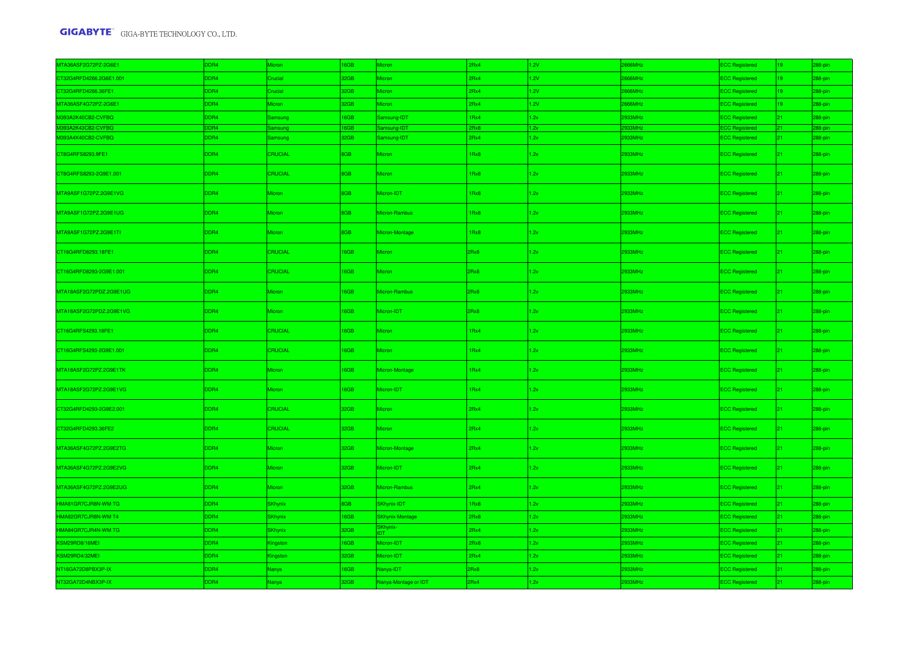| | | | | | | | | | | |
|---|---|---|---|---|---|---|---|---|---|---|
| MTA36ASF2G72PZ-2G6E1 | DDR4 | Micron | 16GB | Micron | 2Rx4 | 1.2V | 2666MHz | ECC Registered | 19 | 288-pin |
| CT32G4RFD4266.2G6E1.001 | DDR4 | Crucial | 32GB | Micron | 2Rx4 | 1.2V | 2666MHz | ECC Registered | 19 | 288-pin |
| CT32G4RFD4266.36FE1 | DDR4 | Crucial | 32GB | Micron | 2Rx4 | 1.2V | 2666MHz | ECC Registered | 19 | 288-pin |
| MTA36ASF4G72PZ-2G6E1 | DDR4 | Micron | 32GB | Micron | 2Rx4 | 1.2V | 2666MHz | ECC Registered | 19 | 288-pin |
| M393A2K40CB2-CVFBQ | DDR4 | Samsung | 16GB | Samsung-IDT | 1Rx4 | 1.2v | 2933MHz | ECC Registered | 21 | 288-pin |
| M393A2K43CB2-CVFBQ | DDR4 | Samsung | 16GB | Samsung-IDT | 2Rx8 | 1.2v | 2933MHz | ECC Registered | 21 | 288-pin |
| M393A4K40CB2-CVFBQ | DDR4 | Samsung | 32GB | Samsung-IDT | 2Rx4 | 1.2v | 2933MHz | ECC Registered | 21 | 288-pin |
| CT8G4RFS8293.9FE1 | DDR4 | CRUCIAL | 8GB | Micron | 1Rx8 | 1.2v | 2933MHz | ECC Registered | 21 | 288-pin |
| CT8G4RFS8293-2G9E1.001 | DDR4 | CRUCIAL | 8GB | Micron | 1Rx8 | 1.2v | 2933MHz | ECC Registered | 21 | 288-pin |
| MTA9ASF1G72PZ.2G9E1VG | DDR4 | Micron | 8GB | Micron-IDT | 1Rx8 | 1.2v | 2933MHz | ECC Registered | 21 | 288-pin |
| MTA9ASF1G72PZ.2G9E1UG | DDR4 | Micron | 8GB | Micron-Rambus | 1Rx8 | 1.2v | 2933MHz | ECC Registered | 21 | 288-pin |
| MTA9ASF1G72PZ.2G9E1TI | DDR4 | Micron | 8GB | Micron-Montage | 1Rx8 | 1.2v | 2933MHz | ECC Registered | 21 | 288-pin |
| CT16G4RFD8293.18FE1 | DDR4 | CRUCIAL | 16GB | Micron | 2Rx8 | 1.2v | 2933MHz | ECC Registered | 21 | 288-pin |
| CT16G4RFD8293-2G9E1.001 | DDR4 | CRUCIAL | 16GB | Micron | 2Rx8 | 1.2v | 2933MHz | ECC Registered | 21 | 288-pin |
| MTA18ASF2G72PDZ.2G9E1UG | DDR4 | Micron | 16GB | Micron-Rambus | 2Rx8 | 1.2v | 2933MHz | ECC Registered | 21 | 288-pin |
| MTA18ASF2G72PDZ.2G9E1VG | DDR4 | Micron | 16GB | Micron-IDT | 2Rx8 | 1.2v | 2933MHz | ECC Registered | 21 | 288-pin |
| CT16G4RFS4293.18FE1 | DDR4 | CRUCIAL | 16GB | Micron | 1Rx4 | 1.2v | 2933MHz | ECC Registered | 21 | 288-pin |
| CT16G4RFS4293-2G9E1.001 | DDR4 | CRUCIAL | 16GB | Micron | 1Rx4 | 1.2v | 2933MHz | ECC Registered | 21 | 288-pin |
| MTA18ASF2G72PZ.2G9E1TK | DDR4 | Micron | 16GB | Micron-Montage | 1Rx4 | 1.2v | 2933MHz | ECC Registered | 21 | 288-pin |
| MTA18ASF2G72PZ.2G9E1VG | DDR4 | Micron | 16GB | Micron-IDT | 1Rx4 | 1.2v | 2933MHz | ECC Registered | 21 | 288-pin |
| CT32G4RFD4293-2G9E2.001 | DDR4 | CRUCIAL | 32GB | Micron | 2Rx4 | 1.2v | 2933MHz | ECC Registered | 21 | 288-pin |
| CT32G4RFD4293.36FE2 | DDR4 | CRUCIAL | 32GB | Micron | 2Rx4 | 1.2v | 2933MHz | ECC Registered | 21 | 288-pin |
| MTA36ASF4G72PZ.2G9E2TG | DDR4 | Micron | 32GB | Micron-Montage | 2Rx4 | 1.2v | 2933MHz | ECC Registered | 21 | 288-pin |
| MTA36ASF4G72PZ.2G9E2VG | DDR4 | Micron | 32GB | Micron-IDT | 2Rx4 | 1.2v | 2933MHz | ECC Registered | 21 | 288-pin |
| MTA36ASF4G72PZ.2G9E2UG | DDR4 | Micron | 32GB | Micron-Rambus | 2Rx4 | 1.2v | 2933MHz | ECC Registered | 21 | 288-pin |
| HMA81GR7CJR8N-WM TG | DDR4 | SKhynix | 8GB | SKhynix-IDT | 1Rx8 | 1.2v | 2933MHz | ECC Registered | 21 | 288-pin |
| HMA82GR7CJR8N-WM T4 | DDR4 | SKhynix | 16GB | SKhynix-Montage | 2Rx8 | 1.2v | 2933MHz | ECC Registered | 21 | 288-pin |
| HMA84GR7CJR4N-WM TG | DDR4 | SKhynix | 32GB | SKhynix-IDT | 2Rx4 | 1.2v | 2933MHz | ECC Registered | 21 | 288-pin |
| KSM29RD8/16MEI | DDR4 | Kingston | 16GB | Micron-IDT | 2Rx8 | 1.2v | 2933MHz | ECC Registered | 21 | 288-pin |
| KSM29RD4/32MEI | DDR4 | Kingston | 32GB | Micron-IDT | 2Rx4 | 1.2v | 2933MHz | ECC Registered | 21 | 288-pin |
| NT16GA72D8PBX3P-IX | DDR4 | Nanya | 16GB | Nanya-IDT | 2Rx8 | 1.2v | 2933MHz | ECC Registered | 21 | 288-pin |
| NT32GA72D4NBX3P-IX | DDR4 | Nanya | 32GB | Nanya-Montage or IDT | 2Rx4 | 1.2v | 2933MHz | ECC Registered | 21 | 288-pin |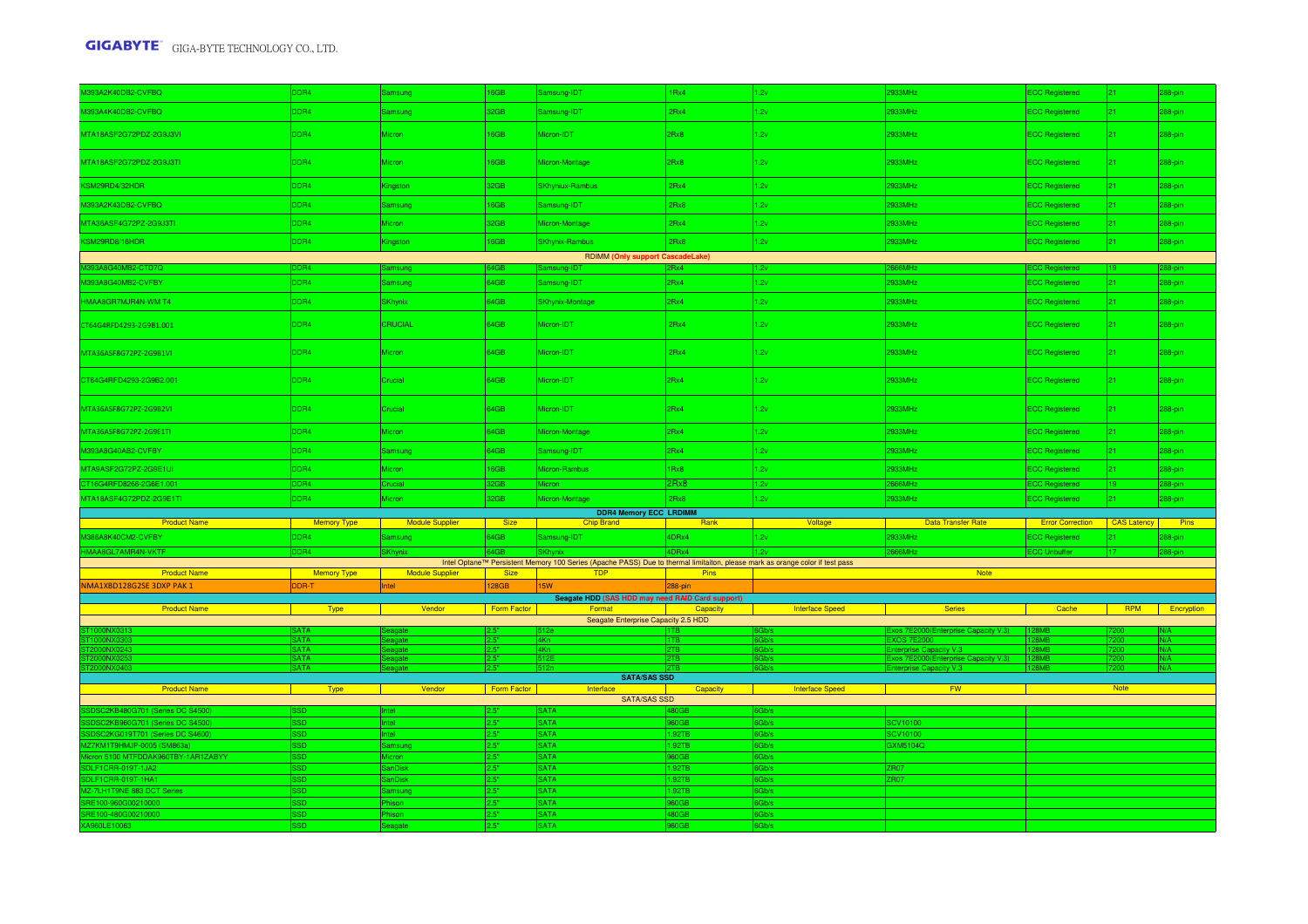| | | | | | | | | | | |
|---|---|---|---|---|---|---|---|---|---|---|
| M393A2K40DB2-CVFBQ | DDR4 | Samsung | 16GB | Samsung-IDT | 1Rx4 | 1.2v | 2933MHz | ECC Registered | 21 | 288-pin |
| M393A4K40DB2-CVFBQ | DDR4 | Samsung | 32GB | Samsung-IDT | 2Rx4 | 1.2v | 2933MHz | ECC Registered | 21 | 288-pin |
| MTA18ASF2G72PDZ-2G9J3VI | DDR4 | Micron | 16GB | Micron-IDT | 2Rx8 | 1.2v | 2933MHz | ECC Registered | 21 | 288-pin |
| MTA18ASF2G72PDZ-2G9J3TI | DDR4 | Micron | 16GB | Micron-Montage | 2Rx8 | 1.2v | 2933MHz | ECC Registered | 21 | 288-pin |
| KSM29RD4/32HDR | DDR4 | Kingston | 32GB | SKhyniux-Rambus | 2Rx4 | 1.2v | 2933MHz | ECC Registered | 21 | 288-pin |
| M393A2K43DB2-CVFBQ | DDR4 | Samsung | 16GB | Samsung-IDT | 2Rx8 | 1.2v | 2933MHz | ECC Registered | 21 | 288-pin |
| MTA36ASF4G72PZ-2G9J3TI | DDR4 | Micron | 32GB | Micron-Montage | 2Rx4 | 1.2v | 2933MHz | ECC Registered | 21 | 288-pin |
| KSM29RD8/16HDR | DDR4 | Kingston | 16GB | SKhynix-Rambus | 2Rx8 | 1.2v | 2933MHz | ECC Registered | 21 | 288-pin |
| RDIMM (Only support CascadeLake) | | | | | | | | | | |
| M393A8G40MB2-CTD7Q | DDR4 | Samsung | 64GB | Samsung-IDT | 2Rx4 | 1.2v | 2666MHz | ECC Registered | 19 | 288-pin |
| M393A8G40MB2-CVFBY | DDR4 | Samsung | 64GB | Samsung-IDT | 2Rx4 | 1.2v | 2933MHz | ECC Registered | 21 | 288-pin |
| HMAA8GR7MJR4N-WM T4 | DDR4 | SKhynix | 64GB | SKhynix-Montage | 2Rx4 | 1.2v | 2933MHz | ECC Registered | 21 | 288-pin |
| CT64G4RFD4293-2G9B1.001 | DDR4 | CRUCIAL | 64GB | Micron-IDT | 2Rx4 | 1.2v | 2933MHz | ECC Registered | 21 | 288-pin |
| MTA36ASF8G72PZ-2G9B1VI | DDR4 | Micron | 64GB | Micron-IDT | 2Rx4 | 1.2v | 2933MHz | ECC Registered | 21 | 288-pin |
| CT64G4RFD4293-2G9B2.001 | DDR4 | Crucial | 64GB | Micron-IDT | 2Rx4 | 1.2v | 2933MHz | ECC Registered | 21 | 288-pin |
| MTA36ASF8G72PZ-2G9B2VI | DDR4 | Crucial | 64GB | Micron-IDT | 2Rx4 | 1.2v | 2933MHz | ECC Registered | 21 | 288-pin |
| MTA36ASF8G72PZ-2G9E1TI | DDR4 | Micron | 64GB | Micron-Montage | 2Rx4 | 1.2v | 2933MHz | ECC Registered | 21 | 288-pin |
| M393A8G40AB2-CVFBY | DDR4 | Samsung | 64GB | Samsung-IDT | 2Rx4 | 1.2v | 2933MHz | ECC Registered | 21 | 288-pin |
| MTA9ASF2G72PZ-2G9E1UI | DDR4 | Micron | 16GB | Micron-Rambus | 1Rx8 | 1.2v | 2933MHz | ECC Registered | 21 | 288-pin |
| CT16G4RFD8266-2G6E1.001 | DDR4 | Crucial | 32GB | Micron | 2Rx8 | 1.2v | 2666MHz | ECC Registered | 19 | 288-pin |
| MTA18ASF4G72PDZ-2G9E1TI | DDR4 | Micron | 32GB | Micron-Montage | 2Rx8 | 1.2v | 2933MHz | ECC Registered | 21 | 288-pin |
| DDR4 Memory ECC LRDIMM | | | | | | | | | | |
| Product Name | Memory Type | Module Supplier | Size | Chip Brand | Rank | Voltage | Data Transfer Rate | Error Correction | CAS Latency | Pins |
| M386A8K40CM2-CVFBY | DDR4 | Samsung | 64GB | Samsung-IDT | 4DRx4 | 1.2v | 2933MHz | ECC Registered | 21 | 288-pin |
| HMAA8GL7AMR4N-VKTF | DDR4 | SKhynix | 64GB | SKhynix | 4DRx4 | 1.2v | 2666MHz | ECC Unbuffer | 17 | 288-pin |
| Intel Optane™ Persistent Memory 100 Series (Apache PASS) Due to thermal limitaiton, please mark as orange color if test pass | | | | | | | | | | |
| Product Name | Memory Type | Module Supplier | Size | TDP | Pins | | Note | | | |
| NMA1XBD128G2SE 3DXP PAK 1 | DDR-T | Intel | 128GB | 15W | 288-pin | | | | | |
| Seagate HDD (SAS HDD may need RAID Card support) | | | | | | | | | | |
| Product Name | Type | Vendor | Form Factor | Format | Capacity | Interface Speed | Series | Cache | RPM | Encryption |
| Seagate Enterprise Capacity 2.5 HDD | | | | | | | | | | |
| ST1000NX0313 | SATA | Seagate | 2.5" | 512e | 1TB | 6Gb/s | Exos 7E2000(Enterprise Capacity V.3) | 128MB | 7200 | N/A |
| ST1000NX0303 | SATA | Seagate | 2.5" | 4Kn | 1TB | 6Gb/s | EXOS 7E2000 | 128MB | 7200 | N/A |
| ST2000NX0243 | SATA | Seagate | 2.5" | 4Kn | 2TB | 6Gb/s | Enterprise Capacity V.3 | 128MB | 7200 | N/A |
| ST2000NX0253 | SATA | Seagate | 2.5" | 512E | 2TB | 6Gb/s | Exos 7E2000(Enterprise Capacity V.3) | 128MB | 7200 | N/A |
| ST2000NX0403 | SATA | Seagate | 2.5" | 512n | 2TB | 6Gb/s | Enterprise Capacity V.3 | 128MB | 7200 | N/A |
| SATA/SAS SSD | | | | | | | | | | |
| Product Name | Type | Vendor | Form Factor | Interface | Capacity | Interface Speed | FW | Note | | |
| SATA/SAS SSD | | | | | | | | | | |
| SSDSC2KB480G701 (Series DC S4500) | SSD | Intel | 2.5" | SATA | 480GB | 6Gb/s | | | | |
| SSDSC2KB960G701 (Series DC S4500) | SSD | Intel | 2.5" | SATA | 960GB | 6Gb/s | SCV10100 | | | |
| SSDSC2KG019T701 (Series DC S4600) | SSD | Intel | 2.5" | SATA | 1.92TB | 6Gb/s | SCV10100 | | | |
| MZ7KM1T9HMJP-0005 (SM863a) | SSD | Samsung | 2.5" | SATA | 1.92TB | 6Gb/s | GXM5104Q | | | |
| Micron 5100 MTFDDAK960TBY-1AR1ZABYY | SSD | Micron | 2.5" | SATA | 960GB | 6Gb/s | | | | |
| SDLF1CRR-019T-1JA2 | SSD | SanDisk | 2.5" | SATA | 1.92TB | 6Gb/s | ZR07 | | | |
| SDLF1CRR-019T-1HA1 | SSD | SanDisk | 2.5" | SATA | 1.92TB | 6Gb/s | ZR07 | | | |
| MZ-7LH1T9NE 883 DCT Series | SSD | Samsung | 2.5" | SATA | 1.92TB | 6Gb/s | | | | |
| SRE100-960G00210000 | SSD | Phison | 2.5" | SATA | 960GB | 6Gb/s | | | | |
| SRE100-480G00210000 | SSD | Phison | 2.5" | SATA | 480GB | 6Gb/s | | | | |
| XA960LE10063 | SSD | Seagate | 2.5" | SATA | 960GB | 6Gb/s | | | | |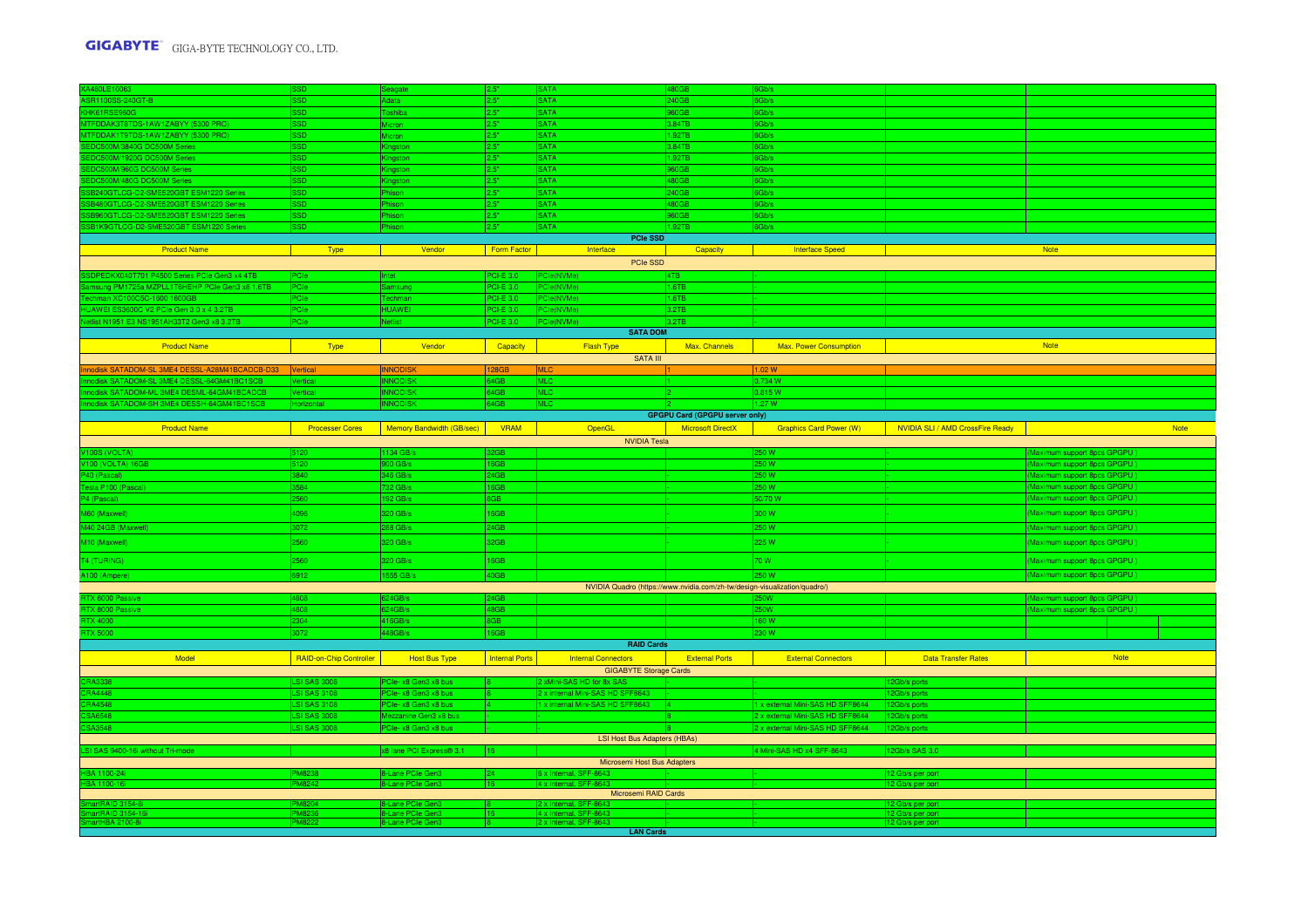| | | | | | | | | |
|---|---|---|---|---|---|---|---|---|
| XA480LE10063 | SSD | Seagate | 2.5" | SATA | 480GB | 6Gb/s | | |
| ASR1100SS-240GT-B | SSD | Adata | 2.5" | SATA | 240GB | 6Gb/s | | |
| KHK61RSE960G | SSD | Toshiba | 2.5" | SATA | 960GB | 6Gb/s | | |
| MTFDDAK3T8TDS-1AW1ZABYY (5300 PRO) | SSD | Micron | 2.5" | SATA | 3.84TB | 6Gb/s | | |
| MTFDDAK1T9TDS-1AW1ZABYY (5300 PRO) | SSD | Micron | 2.5" | SATA | 1.92TB | 6Gb/s | | |
| SEDC500M/3840G DC500M Series | SSD | Kingston | 2.5" | SATA | 3.84TB | 6Gb/s | | |
| SEDC500M/1920G DC500M Series | SSD | Kingston | 2.5" | SATA | 1.92TB | 6Gb/s | | |
| SEDC500M/960G DC500M Series | SSD | Kingston | 2.5" | SATA | 960GB | 6Gb/s | | |
| SEDC500M/480G DC500M Series | SSD | Kingston | 2.5" | SATA | 480GB | 6Gb/s | | |
| SSB240GTLCG-D2-SME520GBT ESM1220 Series | SSD | Phison | 2.5" | SATA | 240GB | 6Gb/s | | |
| SSB480GTLCG-D2-SME520GBT ESM1220 Series | SSD | Phison | 2.5" | SATA | 480GB | 6Gb/s | | |
| SSB960GTLCG-D2-SME520GBT ESM1220 Series | SSD | Phison | 2.5" | SATA | 960GB | 6Gb/s | | |
| SSB1K9GTLCG-D2-SME520GBT ESM1220 Series | SSD | Phison | 2.5" | SATA | 1.92TB | 6Gb/s | | |

**PCIe SSD**

| Product Name | Type | Vendor | Form Factor | Interface | Capacity | Interface Speed | Note |
|---|---|---|---|---|---|---|---|
| PCIe SSD | | | | | | | |
| SSDPEDKX040T701 P4500 Series PCIe Gen3 x4 4TB | PCIe | Intel | PCI-E 3.0 | PCIe(NVMe) | 4TB | - | |
| Samsung PM1725a MZPLL1T6HEHP PCIe Gen3 x8 1.6TB | PCIe | Samsung | PCI-E 3.0 | PCIe(NVMe) | 1.6TB | - | |
| Techman XC100C5C-1600 1600GB | PCIe | Techman | PCI-E 3.0 | PCIe(NVMe) | 1.6TB | - | |
| HUAWEI ES3600C V2 PCIe Gen 3.0 x 4 3.2TB | PCIe | HUAWEI | PCI-E 3.0 | PCIe(NVMe) | 3.2TB | - | |
| Netlist N1951 E3 NS1951AH33T2 Gen3 x8 3.2TB | PCIe | Netlist | PCI-E 3.0 | PCIe(NVMe) | 3.2TB | - | |

**SATA DOM**

| Product Name | Type | Vendor | Capacity | Flash Type | Max. Channels | Max. Power Consumption | Note |
|---|---|---|---|---|---|---|---|
| SATA III | | | | | | | |
| Innodisk SATADOM-SL 3ME4 DESSL-A28M41BCADCB-D33 | Vertical | INNODISK | 128GB | MLC | 1 | 1.02 W | |
| Innodisk SATADOM-SL 3ME4 DESSL-64GM41BC1SCB | Vertical | INNODISK | 64GB | MLC | 1 | 0.734 W | |
| Innodisk SATADOM-ML 3ME4 DESML-64GM41BCADCB | Vertical | INNODISK | 64GB | MLC | 2 | 0.615 W | |
| Innodisk SATADOM-SH 3ME4 DESSH-64GM41BC1SCB | Horizontal | INNODISK | 64GB | MLC | 2 | 1.27 W | |

**GPGPU Card (GPGPU server only)**

| Product Name | Processer Cores | Memory Bandwidth (GB/sec) | VRAM | OpenGL | Microsoft DirectX | Graphics Card Power (W) | NVIDIA SLI / AMD CrossFire Ready | Note |
|---|---|---|---|---|---|---|---|---|
| NVIDIA Tesla | | | | | | | | |
| V100S (VOLTA) | 5120 | 1134 GB/s | 32GB | | - | 250 W | - | (Maximum support 8pcs GPGPU ) |
| V100 (VOLTA) 16GB | 5120 | 900 GB/s | 16GB | | - | 250 W | - | (Maximum support 8pcs GPGPU ) |
| P40 (Pascal) | 3840 | 346 GB/s | 24GB | | - | 250 W | - | (Maximum support 8pcs GPGPU ) |
| Tesla P100 (Pascal) | 3584 | 732 GB/s | 16GB | | - | 250 W | - | (Maximum support 8pcs GPGPU ) |
| P4 (Pascal) | 2560 | 192 GB/s | 8GB | | - | 50/70 W | - | (Maximum support 8pcs GPGPU ) |
| M60 (Maxwell) | 4096 | 320 GB/s | 16GB | | - | 300 W | - | (Maximum support 8pcs GPGPU ) |
| M40 24GB (Maxwell) | 3072 | 288 GB/s | 24GB | | - | 250 W | - | (Maximum support 8pcs GPGPU ) |
| M10 (Maxwell) | 2560 | 320 GB/s | 32GB | | - | 225 W | - | (Maximum support 8pcs GPGPU ) |
| T4 (TURING) | 2560 | 320 GB/s | 16GB | | | 70 W | | (Maximum support 8pcs GPGPU ) |
| A100 (Ampere) | 6912 | 1555 GB/s | 40GB | | | 250 W | | (Maximum support 8pcs GPGPU ) |
| NVIDIA Quadro (https://www.nvidia.com/zh-tw/design-visualization/quadro/) | | | | | | | | |
| RTX 6000 Passive | 4608 | 624GB/s | 24GB | | | 250W | | (Maximum support 8pcs GPGPU ) |
| RTX 8000 Passive | 4608 | 624GB/s | 48GB | | | 250W | | (Maximum support 8pcs GPGPU ) |
| RTX 4000 | 2304 | 416GB/s | 8GB | | | 160 W | | |
| RTX 5000 | 3072 | 448GB/s | 16GB | | | 230 W | | |

**RAID Cards**

| Model | RAID-on-Chip Controller | Host Bus Type | Internal Ports | Internal Connectors | External Ports | External Connectors | Data Transfer Rates | Note |
|---|---|---|---|---|---|---|---|---|
| GIGABYTE Storage Cards | | | | | | | | |
| CRA3338 | LSI SAS 3008 | PCIe- x8 Gen3 x8 bus | 8 | 2 xMini-SAS HD for 8x SAS | - | - | 12Gb/s ports | |
| CRA4448 | LSI SAS 3108 | PCIe- x8 Gen3 x8 bus | 8 | 2 x internal Mini-SAS HD SFF8643 | - | - | 12Gb/s ports | |
| CRA4548 | LSI SAS 3108 | PCIe- x8 Gen3 x8 bus | 4 | 1 x internal Mini-SAS HD SFF8643 | 4 | 1 x external Mini-SAS HD SFF8644 | 12Gb/s ports | |
| CSA6548 | LSI SAS 3008 | Mezzanine Gen3 x8 bus | - | - | 8 | 2 x external Mini-SAS HD SFF8644 | 12Gb/s ports | |
| CSA3548 | LSI SAS 3008 | PCIe- x8 Gen3 x8 bus | - | - | 8 | 2 x external Mini-SAS HD SFF8644 | 12Gb/s ports | |
| LSI Host Bus Adapters (HBAs) | | | | | | | | |
| LSI SAS 9400-16i without Tri-mode | | x8 lane PCI Express® 3.1 | 16 | | | 4 Mini-SAS HD x4 SFF-8643 | 12Gb/s SAS 3.0 | |
| Microsemi Host Bus Adapters | | | | | | | | |
| HBA 1100-24i | PM8238 | 8-Lane PCIe Gen3 | 24 | 6 x Internal, SFF-8643 | - | - | 12 Gb/s per port | |
| HBA 1100-16i | PM8242 | 8-Lane PCIe Gen3 | 16 | 4 x Internal, SFF-8643 | - | - | 12 Gb/s per port | |
| Microsemi RAID Cards | | | | | | | | |
| SmartRAID 3154-8i | PM8204 | 8-Lane PCIe Gen3 | 8 | 2 x Internal, SFF-8643 | - | - | 12 Gb/s per port | |
| SmartRAID 3154-16i | PM8236 | 8-Lane PCIe Gen3 | 16 | 4 x Internal, SFF-8643 | - | - | 12 Gb/s per port | |
| SmartHBA 2100-8i | PM8222 | 8-Lane PCIe Gen3 | 8 | 2 x Internal, SFF-8643 | - | - | 12 Gb/s per port | |

**LAN Cards**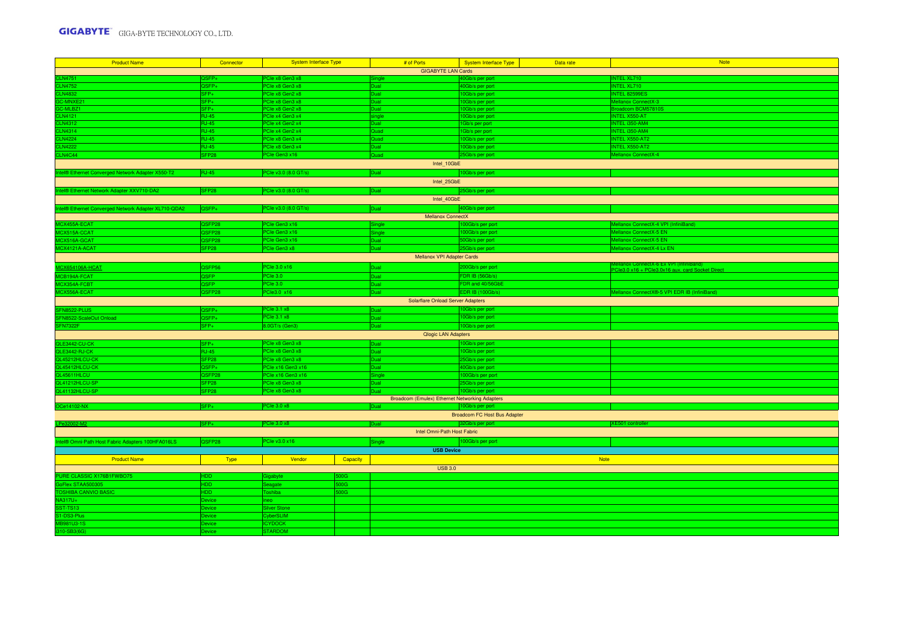| Product Name | Connector | System Interface Type | # of Ports | System Interface Type | Data rate | Note |
|---|---|---|---|---|---|---|
| GIGABYTE LAN Cards | | | | | | |
| CLN4751 | QSFP+ | PCIe x8 Gen3 x8 | Single | 40Gb/s per port | | INTEL XL710 |
| CLN4752 | QSFP+ | PCIe x8 Gen3 x8 | Dual | 40Gb/s per port | | INTEL XL710 |
| CLN4832 | SFP+ | PCIe x8 Gen2 x8 | Dual | 10Gb/s per port | | INTEL 82599ES |
| GC-MNXE21 | SFP+ | PCIe x8 Gen3 x8 | Dual | 10Gb/s per port | | Mellanox ConnectX-3 |
| GC-MLBZ1 | SFP+ | PCIe x8 Gen2 x8 | Dual | 10Gb/s per port | | Broadcom BCM57810S |
| CLN4121 | RJ-45 | PCIe x4 Gen3 x4 | single | 10Gb/s per port | | INTEL X550-AT |
| CLN4312 | RJ-45 | PCIe x4 Gen2 x4 | Dual | 1Gb/s per port | | INTEL i350-AM4 |
| CLN4314 | RJ-45 | PCIe x4 Gen2 x4 | Quad | 1Gb/s per port | | INTEL i350-AM4 |
| CLN4224 | RJ-45 | PCIe x8 Gen3 x4 | Quad | 10Gb/s per port | | INTEL X550-AT2 |
| CLN4222 | RJ-45 | PCIe x8 Gen3 x4 | Dual | 10Gb/s per port | | INTEL X550-AT2 |
| CLN4C44 | SFP28 | PCIe Gen3 x16 | Quad | 25Gb/s per port | | Mellanox ConnectX-4 |
| Intel_10GbE | | | | | | |
| Intel® Ethernet Converged Network Adapter X550-T2 | RJ-45 | PCIe v3.0 (8.0 GT/s) | Dual | 10Gb/s per port | | |
| Intel_25GbE | | | | | | |
| Intel® Ethernet Network Adapter XXV710-DA2 | SFP28 | PCIe v3.0 (8.0 GT/s) | Dual | 25Gb/s per port | | |
| Intel_40GbE | | | | | | |
| Intel® Ethernet Converged Network Adapter XL710-QDA2 | QSFP+ | PCIe v3.0 (8.0 GT/s) | Dual | 40Gb/s per port | | |
| Mellanox ConnectX | | | | | | |
| MCX455A-ECAT | QSFP28 | PCIe Gen3 x16 | Single | 100Gb/s per port | | Mellanox ConnectX-4 VPI (InfiniBand) |
| MCX515A-CCAT | QSFP28 | PCIe Gen3 x16 | Single | 100Gb/s per port | | Mellanox ConnectX-5 EN |
| MCX516A-GCAT | QSFP28 | PCIe Gen3 x16 | Dual | 50Gb/s per port | | Mellanox ConnectX-5 EN |
| MCX4121A-ACAT | SFP28 | PCIe Gen3 x8 | Dual | 25Gb/s per port | | Mellanox ConnectX-4 Lx EN |
| Mellanox VPI Adapter Cards | | | | | | |
| MCX654106A-HCAT | QSFP56 | PCIe 3.0 x16 | Dual | 200Gb/s per port | | Mellanox ConnectX-6 Ex VPI (InfiniBand) PCIe3.0 x16 + PCIe3.0x16 aux. card Socket Direct |
| MCB194A-FCAT | QSFP | PCIe 3.0 | Dual | FDR IB (56Gb/s) | | |
| MCX354A-FCBT | QSFP | PCIe 3.0 | Dual | FDR and 40/56GbE | | |
| MCX556A-ECAT | QSFP28 | PCIe3.0 x16 | Dual | EDR IB (100Gb/s) | | Mellanox ConnectX®-5 VPI EDR IB (InfiniBand) |
| Solarflare Onload Server Adapters | | | | | | |
| SFN8522-PLUS | QSFP+ | PCIe 3.1 x8 | Dual | 10Gb/s per port | | |
| SFN8522-ScaleOut Onload | QSFP+ | PCIe 3.1 x8 | Dual | 10Gb/s per port | | |
| SFN7322F | SFP+ | 8.0GT/s (Gen3) | Dual | 10Gb/s per port | | |
| Qlogic LAN Adapters | | | | | | |
| QLE3442-CU-CK | SFP+ | PCIe x8 Gen3 x8 | Dual | 10Gb/s per port | | |
| QLE3442-RJ-CK | RJ-45 | PCIe x8 Gen3 x8 | Dual | 10Gb/s per port | | |
| QL45212HLCU-CK | SFP28 | PCIe x8 Gen3 x8 | Dual | 25Gb/s per port | | |
| QL45412HLCU-CK | QSFP+ | PCIe x16 Gen3 x16 | Dual | 40Gb/s per port | | |
| QL45611HLCU | QSFP28 | PCIe x16 Gen3 x16 | Single | 100Gb/s per port | | |
| QL41212HLCU-SP | SFP28 | PCIe x8 Gen3 x8 | Dual | 25Gb/s per port | | |
| QL41132HLCU-SP | SFP28 | PCIe x8 Gen3 x8 | Dual | 10Gb/s per port | | |
| Broadcom (Emulex) Ethernet Networking Adapters | | | | | | |
| OCe14102-NX | SFP+ | PCIe 3.0 x8 | Dual | 10Gb/s per port | | |
| Broadcom FC Host Bus Adapter | | | | | | |
| LPe32002-M2 | SFP+ | PCIe 3.0 x8 | Dual | 32Gb/s per port | | XE501 controller |
| Intel Omni-Path Host Fabric | | | | | | |
| Intel® Omni-Path Host Fabric Adapters 100HFA016LS | QSFP28 | PCIe v3.0 x16 | Single | 100Gb/s per port | | |

**USB Device**

| Product Name | Type | Vendor | Capacity | Note |
|---|---|---|---|---|
| USB 3.0 | | | | |
| PURE CLASSIC X176B1FWBO75 | HDD | Gigabyte | 500G | |
| GoFlex STAA500305 | HDD | Seagate | 500G | |
| TOSHIBA CANVIO BASIC | HDD | Toshiba | 500G | |
| NA317U+ | Device | ineo | | |
| SST-TS13 | Device | Silver Stone | | |
| S1-DS3-Plus | Device | CyberSLIM | | |
| MB981U3-1S | Device | ICYDOCK | | |
| 310-SB3(6G) | Device | STARDOM | | |